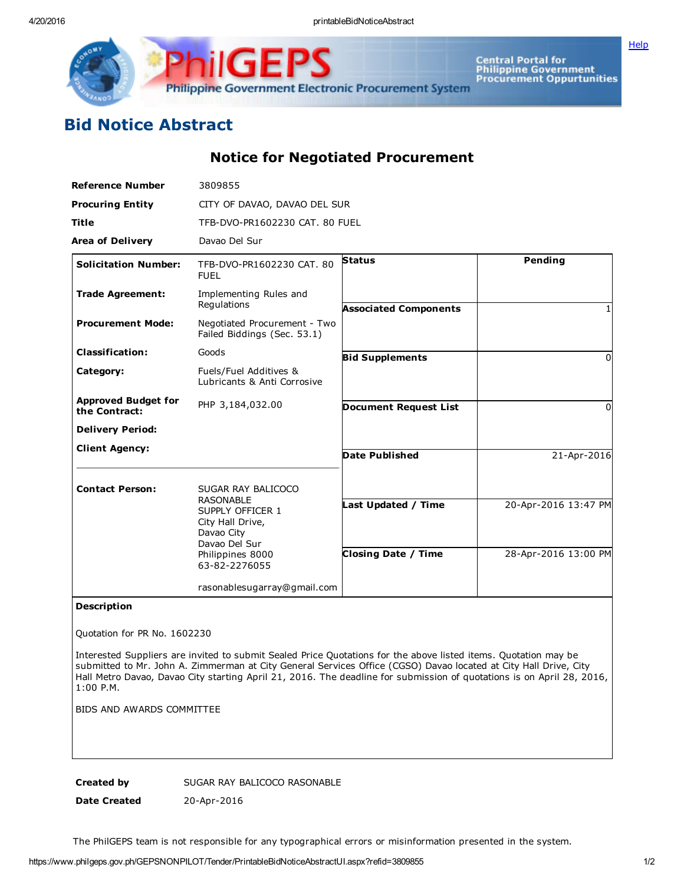# Bid Notice Abstract

## Notice for Negotiated Procurement

| | |
|---|---|
| **Reference Number** | 3809855 |
| **Procuring Entity** | CITY OF DAVAO, DAVAO DEL SUR |
| **Title** | TFB-DVO-PR1602230 CAT. 80 FUEL |
| **Area of Delivery** | Davao Del Sur |

| | | | |
|---|---|---|---|
| **Solicitation Number:** | TFB-DVO-PR1602230 CAT. 80 FUEL | **Status** | Pending |
| **Trade Agreement:** | Implementing Rules and Regulations | **Associated Components** | 1 |
| **Procurement Mode:** | Negotiated Procurement - Two Failed Biddings (Sec. 53.1) | **Bid Supplements** | 0 |
| **Classification:** | Goods | **Document Request List** | 0 |
| **Category:** | Fuels/Fuel Additives & Lubricants & Anti Corrosive | **Date Published** | 21-Apr-2016 |
| **Approved Budget for the Contract:** | PHP 3,184,032.00 | **Last Updated / Time** | 20-Apr-2016 13:47 PM |
| **Delivery Period:** | | **Closing Date / Time** | 28-Apr-2016 13:00 PM |
| **Client Agency:** | | | |
| **Contact Person:** | SUGAR RAY BALICOCO RASONABLE<br>SUPPLY OFFICER 1<br>City Hall Drive,<br>Davao City<br>Davao Del Sur<br>Philippines 8000<br>63-82-2276055<br><br>rasonablesugarray@gmail.com | | |

**Description**

Quotation for PR No. 1602230

Interested Suppliers are invited to submit Sealed Price Quotations for the above listed items. Quotation may be submitted to Mr. John A. Zimmerman at City General Services Office (CGSO) Davao located at City Hall Drive, City Hall Metro Davao, Davao City starting April 21, 2016. The deadline for submission of quotations is on April 28, 2016, 1:00 P.M.

BIDS AND AWARDS COMMITTEE

| | |
|---|---|
| **Created by** | SUGAR RAY BALICOCO RASONABLE |
| **Date Created** | 20-Apr-2016 |

The PhilGEPS team is not responsible for any typographical errors or misinformation presented in the system.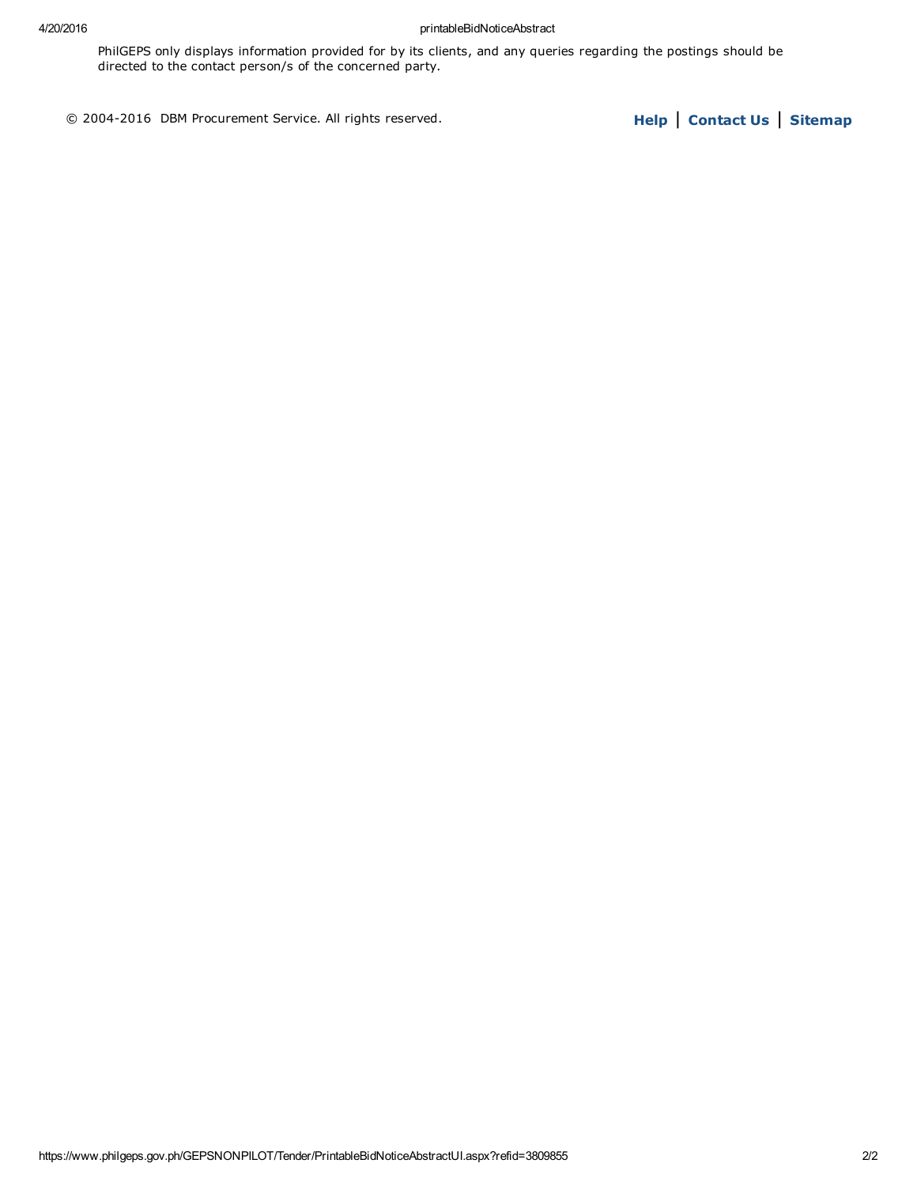PhilGEPS only displays information provided for by its clients, and any queries regarding the postings should be directed to the contact person/s of the concerned party.

© 2004-2016 DBM Procurement Service. All rights reserved.

**Help** | **Contact Us** | **Sitemap**